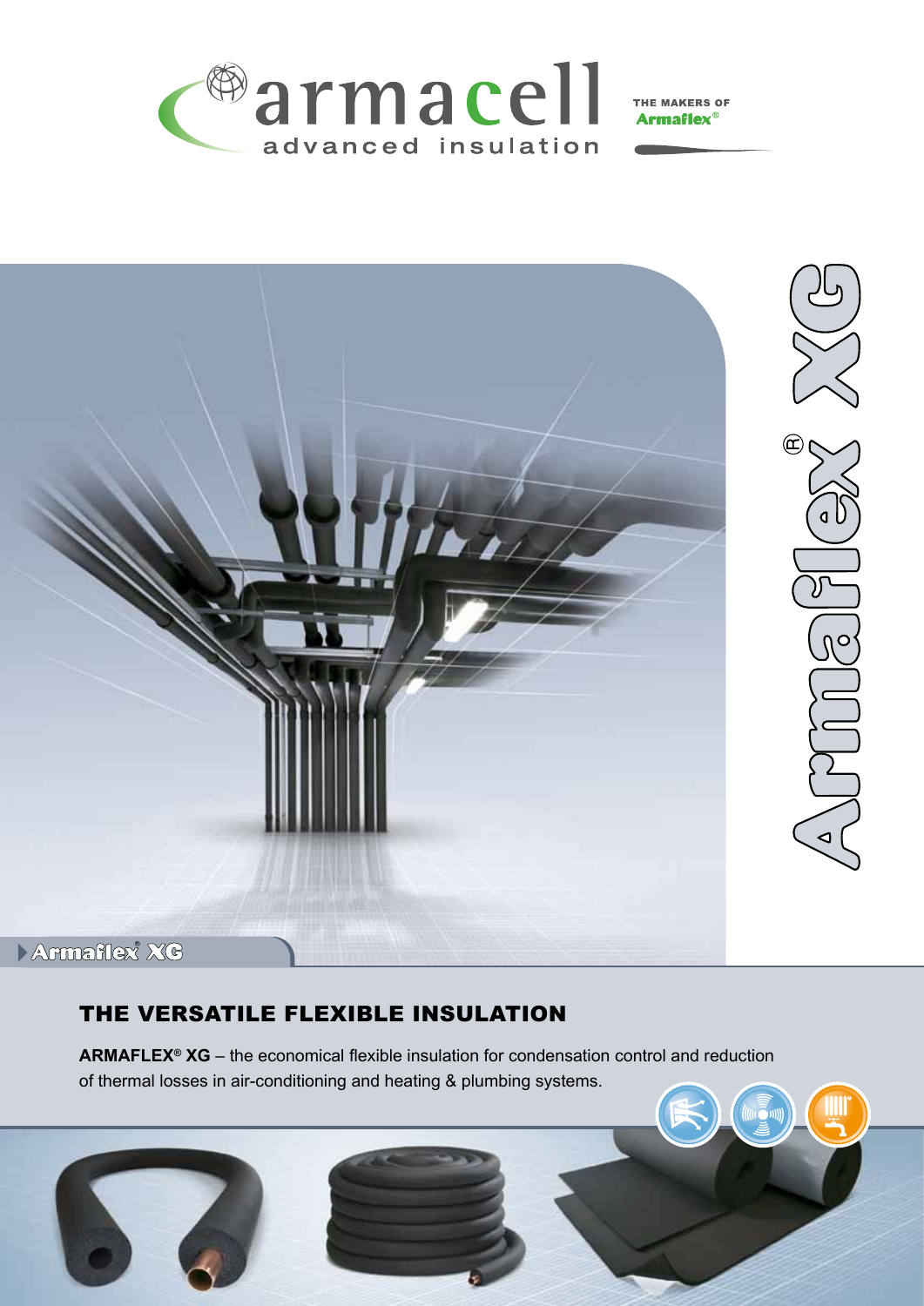armacell
advanced insulation

THE MAKERS OF Armaflex®

# Armaflex® XG

Armaflex® XG

## THE VERSATILE FLEXIBLE INSULATION

**ARMAFLEX® XG** – the economical flexible insulation for condensation control and reduction of thermal losses in air-conditioning and heating & plumbing systems.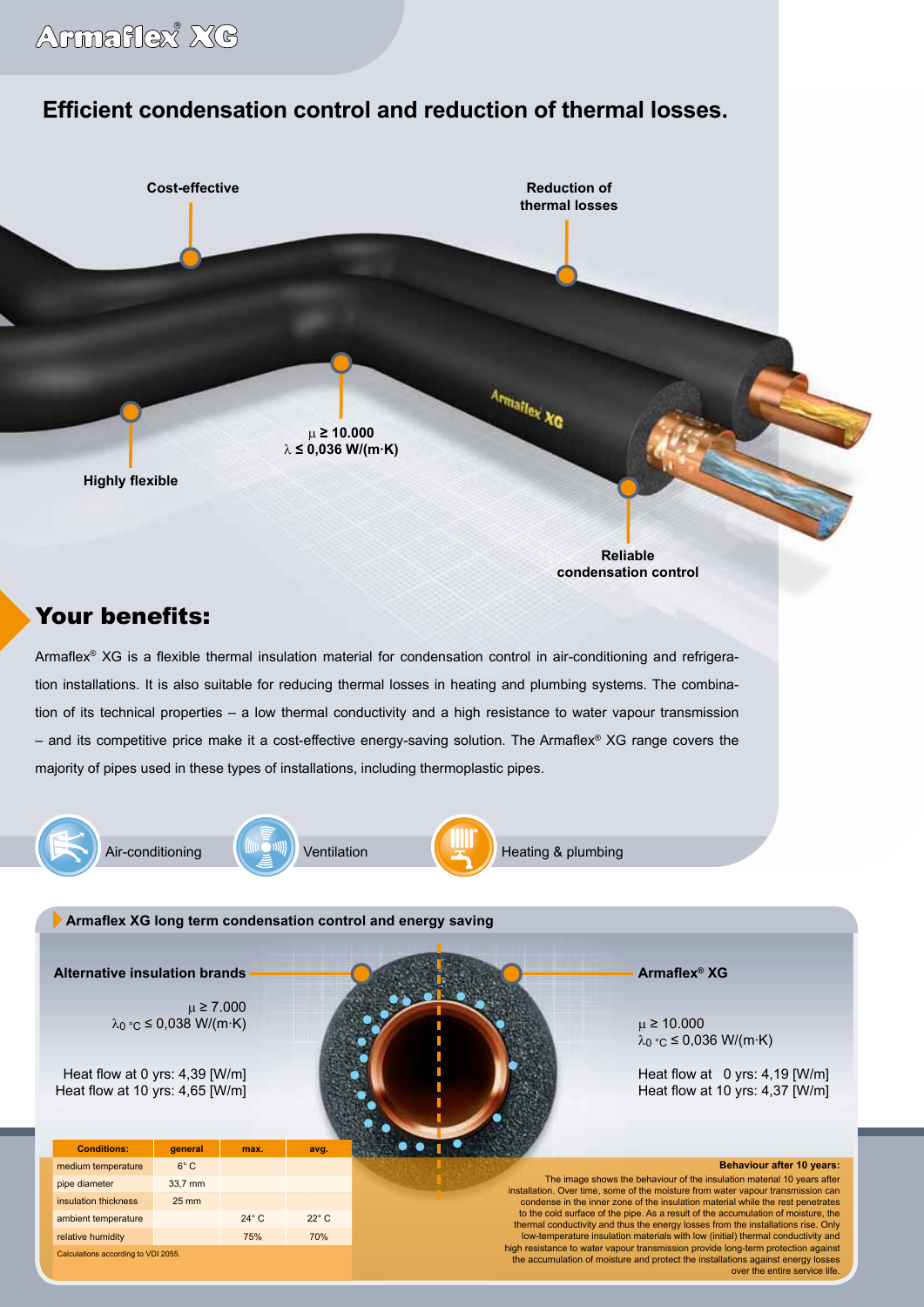# Armaflex® XG

## Efficient condensation control and reduction of thermal losses.

Cost-effective

Reduction of thermal losses

$\mu \geq 10.000$
$\lambda \leq 0{,}036$ W/(m·K)

Highly flexible

Reliable condensation control

## Your benefits:

Armaflex® XG is a flexible thermal insulation material for condensation control in air-conditioning and refrigeration installations. It is also suitable for reducing thermal losses in heating and plumbing systems. The combination of its technical properties – a low thermal conductivity and a high resistance to water vapour transmission – and its competitive price make it a cost-effective energy-saving solution. The Armaflex® XG range covers the majority of pipes used in these types of installations, including thermoplastic pipes.

Air-conditioning | Ventilation | Heating & plumbing

### Armaflex XG long term condensation control and energy saving

**Alternative insulation brands**

$\mu \geq 7.000$
$\lambda_{0\,°C} \leq 0{,}038$ W/(m·K)

Heat flow at 0 yrs: 4,39 [W/m]
Heat flow at 10 yrs: 4,65 [W/m]

**Armaflex® XG**

$\mu \geq 10.000$
$\lambda_{0\,°C} \leq 0{,}036$ W/(m·K)

Heat flow at 0 yrs: 4,19 [W/m]
Heat flow at 10 yrs: 4,37 [W/m]

| Conditions: | general | max. | avg. |
|---|---|---|---|
| medium temperature | 6° C | | |
| pipe diameter | 33,7 mm | | |
| insulation thickness | 25 mm | | |
| ambient temperature | | 24° C | 22° C |
| relative humidity | | 75% | 70% |

Calculations according to VDI 2055.

**Behaviour after 10 years:**
The image shows the behaviour of the insulation material 10 years after installation. Over time, some of the moisture from water vapour transmission can condense in the inner zone of the insulation material while the rest penetrates to the cold surface of the pipe. As a result of the accumulation of moisture, the thermal conductivity and thus the energy losses from the installations rise. Only low-temperature insulation materials with low (initial) thermal conductivity and high resistance to water vapour transmission provide long-term protection against the accumulation of moisture and protect the installations against energy losses over the entire service life.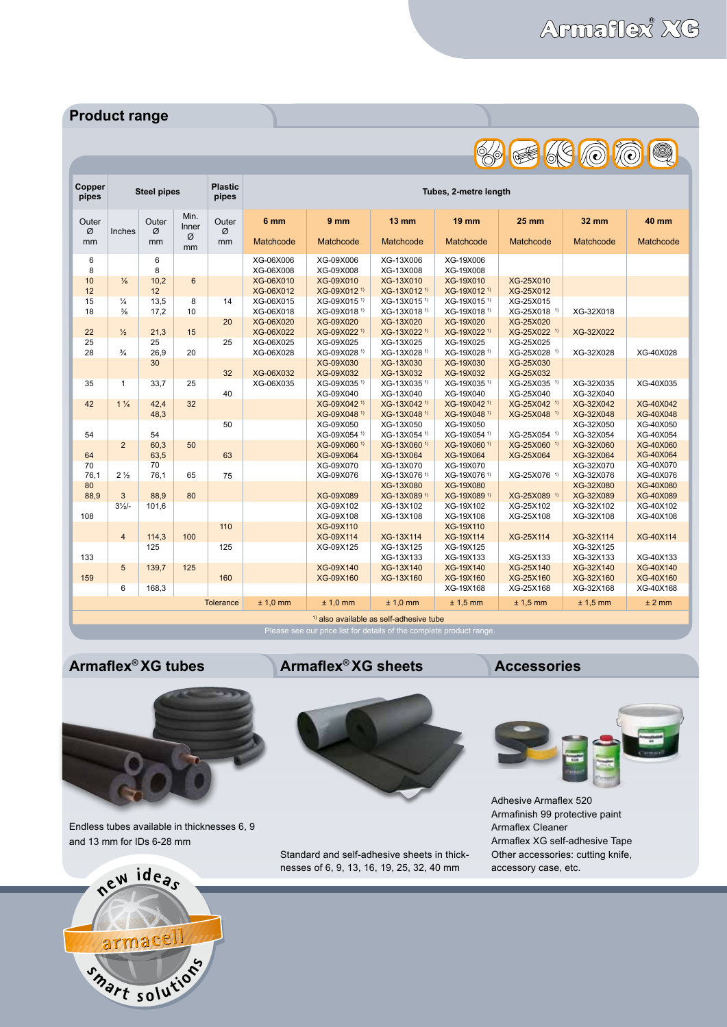## Product range

| Copper pipes | Steel pipes | | | Plastic pipes | Tubes, 2-metre length | | | | | | |
|---|---|---|---|---|---|---|---|---|---|---|---|
| Outer Ø mm | Inches | Outer Ø mm | Min. Inner Ø mm | Outer Ø mm | 6 mm Matchcode | 9 mm Matchcode | 13 mm Matchcode | 19 mm Matchcode | 25 mm Matchcode | 32 mm Matchcode | 40 mm Matchcode |
| 6 | | 6 | | | XG-06X006 | XG-09X006 | XG-13X006 | XG-19X006 | | | |
| 8 | | 8 | | | XG-06X008 | XG-09X008 | XG-13X008 | XG-19X008 | | | |
| 10 | ⅛ | 10,2 | 6 | | XG-06X010 | XG-09X010 | XG-13X010 | XG-19X010 | XG-25X010 | | |
| 12 | | 12 | | | XG-06X012 | XG-09X012 [1] | XG-13X012 [1] | XG-19X012 [1] | XG-25X012 | | |
| 15 | ¼ | 13,5 | 8 | 14 | XG-06X015 | XG-09X015 [1] | XG-13X015 [1] | XG-19X015 [1] | XG-25X015 | | |
| 18 | ⅜ | 17,2 | 10 | | XG-06X018 | XG-09X018 [1] | XG-13X018 [1] | XG-19X018 [1] | XG-25X018 [1] | XG-32X018 | |
| | | | | 20 | XG-06X020 | XG-09X020 | XG-13X020 | XG-19X020 | XG-25X020 | | |
| 22 | ½ | 21,3 | 15 | | XG-06X022 | XG-09X022 [1] | XG-13X022 [1] | XG-19X022 [1] | XG-25X022 [1] | XG-32X022 | |
| 25 | | 25 | | 25 | XG-06X025 | XG-09X025 | XG-13X025 | XG-19X025 | XG-25X025 | | |
| 28 | ¾ | 26,9 | 20 | | XG-06X028 | XG-09X028 [1] | XG-13X028 [1] | XG-19X028 [1] | XG-25X028 [1] | XG-32X028 | XG-40X028 |
| | | 30 | | | | XG-09X030 | XG-13X030 | XG-19X030 | XG-25X030 | | |
| | | | | 32 | XG-06X032 | XG-09X032 | XG-13X032 | XG-19X032 | XG-25X032 | | |
| 35 | 1 | 33,7 | 25 | | XG-06X035 | XG-09X035 [1] | XG-13X035 [1] | XG-19X035 [1] | XG-25X035 [1] | XG-32X035 | XG-40X035 |
| | | | | 40 | | XG-09X040 | XG-13X040 | XG-19X040 | XG-25X040 | XG-32X040 | |
| 42 | 1 ¼ | 42,4 | 32 | | | XG-09X042 [1] | XG-13X042 [1] | XG-19X042 [1] | XG-25X042 [1] | XG-32X042 | XG-40X042 |
| | | 48,3 | | | | XG-09X048 [1] | XG-13X048 [1] | XG-19X048 [1] | XG-25X048 [1] | XG-32X048 | XG-40X048 |
| | | | | 50 | | XG-09X050 | XG-13X050 | XG-19X050 | | XG-32X050 | XG-40X050 |
| 54 | | 54 | | | | XG-09X054 [1] | XG-13X054 [1] | XG-19X054 [1] | XG-25X054 [1] | XG-32X054 | XG-40X054 |
| | 2 | 60,3 | 50 | | | XG-09X060 [1] | XG-13X060 [1] | XG-19X060 [1] | XG-25X060 [1] | XG-32X060 | XG-40X060 |
| 64 | | 63,5 | | 63 | | XG-09X064 | XG-13X064 | XG-19X064 | XG-25X064 | XG-32X064 | XG-40X064 |
| 70 | | 70 | | | | XG-09X070 | XG-13X070 | XG-19X070 | | XG-32X070 | XG-40X070 |
| 76,1 | 2 ½ | 76,1 | 65 | 75 | | XG-09X076 | XG-13X076 [1] | XG-19X076 [1] | XG-25X076 [1] | XG-32X076 | XG-40X076 |
| 80 | | | | | | | XG-13X080 | XG-19X080 | | XG-32X080 | XG-40X080 |
| 88,9 | 3 | 88,9 | 80 | | | XG-09X089 | XG-13X089 [1] | XG-19X089 [1] | XG-25X089 [1] | XG-32X089 | XG-40X089 |
| | 3½/- | 101,6 | | | | XG-09X102 | XG-13X102 | XG-19X102 | XG-25X102 | XG-32X102 | XG-40X102 |
| 108 | | | | | | XG-09X108 | XG-13X108 | XG-19X108 | XG-25X108 | XG-32X108 | XG-40X108 |
| | | | | 110 | | XG-09X110 | | XG-19X110 | | | |
| | 4 | 114,3 | 100 | | | XG-09X114 | XG-13X114 | XG-19X114 | XG-25X114 | XG-32X114 | XG-40X114 |
| | | 125 | | 125 | | XG-09X125 | XG-13X125 | XG-19X125 | | XG-32X125 | |
| 133 | | | | | | | XG-13X133 | XG-19X133 | XG-25X133 | XG-32X133 | XG-40X133 |
| | 5 | 139,7 | 125 | | | XG-09X140 | XG-13X140 | XG-19X140 | XG-25X140 | XG-32X140 | XG-40X140 |
| 159 | | | | 160 | | XG-09X160 | XG-13X160 | XG-19X160 | XG-25X160 | XG-32X160 | XG-40X160 |
| | 6 | 168,3 | | | | | | XG-19X168 | XG-25X168 | XG-32X168 | XG-40X168 |
| | | | | Tolerance | ± 1,0 mm | ± 1,0 mm | ± 1,0 mm | ± 1,5 mm | ± 1,5 mm | ± 1,5 mm | ± 2 mm |

[1] also available as self-adhesive tube

Please see our price list for details of the complete product range.

## Armaflex® XG tubes

Endless tubes available in thicknesses 6, 9 and 13 mm for IDs 6-28 mm

## Armaflex® XG sheets

Standard and self-adhesive sheets in thicknesses of 6, 9, 13, 16, 19, 25, 32, 40 mm

## Accessories

Adhesive Armaflex 520
Armafinish 99 protective paint
Armaflex Cleaner
Armaflex XG self-adhesive Tape
Other accessories: cutting knife, accessory case, etc.

new ideas – armacell – smart solutions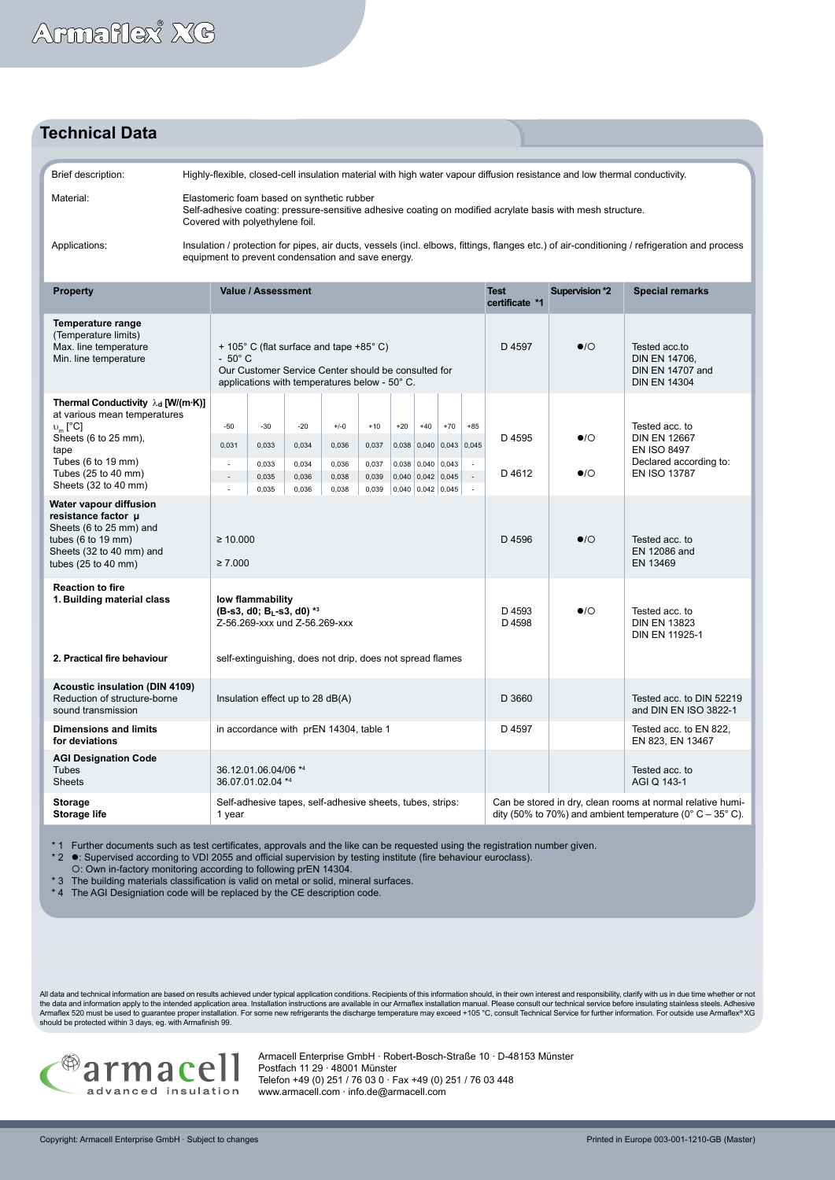# Armaflex® XG

## Technical Data

| | |
|---|---|
| Brief description: | Highly-flexible, closed-cell insulation material with high water vapour diffusion resistance and low thermal conductivity. |
| Material: | Elastomeric foam based on synthetic rubber<br>Self-adhesive coating: pressure-sensitive adhesive coating on modified acrylate basis with mesh structure.<br>Covered with polyethylene foil. |
| Applications: | Insulation / protection for pipes, air ducts, vessels (incl. elbows, fittings, flanges etc.) of air-conditioning / refrigeration and process equipment to prevent condensation and save energy. |

| Property | Value / Assessment | Test certificate *1 | Supervision *2 | Special remarks |
|---|---|---|---|---|
| **Temperature range**<br>(Temperature limits)<br>Max. line temperature<br>Min. line temperature | + 105° C (flat surface and tape +85° C)<br>- 50° C<br>Our Customer Service Center should be consulted for applications with temperatures below - 50° C. | D 4597 | ●/○ | Tested acc.to DIN EN 14706, DIN EN 14707 and DIN EN 14304 |
| **Thermal Conductivity $\lambda_d$ [W/(m·K)]** at various mean temperatures $\upsilon_m$ [°C] | -50 / -30 / -20 / +/-0 / +10 / +20 / +40 / +70 / +85 | | | |
| Sheets (6 to 25 mm), tape | 0,031 / 0,033 / 0,034 / 0,036 / 0,037 / 0,038 / 0,040 / 0,043 / 0,045 | D 4595 | ●/○ | Tested acc. to DIN EN 12667 EN ISO 8497 Declared according to: EN ISO 13787 |
| Tubes (6 to 19 mm) | - / 0,033 / 0,034 / 0,036 / 0,037 / 0,038 / 0,040 / 0,043 / - | | | |
| Tubes (25 to 40 mm) | - / 0,035 / 0,036 / 0,038 / 0,039 / 0,040 / 0,042 / 0,045 / - | D 4612 | ●/○ | |
| Sheets (32 to 40 mm) | - / 0,035 / 0,036 / 0,038 / 0,039 / 0,040 / 0,042 / 0,045 / - | | | |
| **Water vapour diffusion resistance factor μ**<br>Sheets (6 to 25 mm) and tubes (6 to 19 mm)<br>Sheets (32 to 40 mm) and tubes (25 to 40 mm) | ≥ 10.000<br>≥ 7.000 | D 4596 | ●/○ | Tested acc. to EN 12086 and EN 13469 |
| **Reaction to fire**<br>**1. Building material class** | **low flammability**<br>**(B-s3, d0; $B_L$-s3, d0)** *3<br>Z-56.269-xxx und Z-56.269-xxx | D 4593<br>D 4598 | ●/○ | Tested acc. to DIN EN 13823 DIN EN 11925-1 |
| **2. Practical fire behaviour** | self-extinguishing, does not drip, does not spread flames | | | |
| **Acoustic insulation (DIN 4109)**<br>Reduction of structure-borne sound transmission | Insulation effect up to 28 dB(A) | D 3660 | | Tested acc. to DIN 52219 and DIN EN ISO 3822-1 |
| **Dimensions and limits for deviations** | in accordance with prEN 14304, table 1 | D 4597 | | Tested acc. to EN 822, EN 823, EN 13467 |
| **AGI Designation Code**<br>Tubes<br>Sheets | 36.12.01.06.04/06 *4<br>36.07.01.02.04 *4 | | | Tested acc. to AGI Q 143-1 |
| **Storage**<br>**Storage life** | Self-adhesive tapes, self-adhesive sheets, tubes, strips: 1 year | Can be stored in dry, clean rooms at normal relative humidity (50% to 70%) and ambient temperature (0° C – 35° C). | | |

\* 1 Further documents such as test certificates, approvals and the like can be requested using the registration number given.
\* 2 ●: Supervised according to VDI 2055 and official supervision by testing institute (fire behaviour euroclass).
○: Own in-factory monitoring according to following prEN 14304.
\* 3 The building materials classification is valid on metal or solid, mineral surfaces.
\* 4 The AGI Designiation code will be replaced by the CE description code.

All data and technical information are based on results achieved under typical application conditions. Recipients of this information should, in their own interest and responsibility, clarify with us in due time whether or not the data and information apply to the intended application area. Installation instructions are available in our Armaflex installation manual. Please consult our technical service before insulating stainless steels. Adhesive Armaflex 520 must be used to guarantee proper installation. For some new refrigerants the discharge temperature may exceed +105 °C, consult Technical Service for further information. For outside use Armaflex® XG should be protected within 3 days, eg. with Armafinish 99.

armacell advanced insulation

Armacell Enterprise GmbH · Robert-Bosch-Straße 10 · D-48153 Münster
Postfach 11 29 · 48001 Münster
Telefon +49 (0) 251 / 76 03 0 · Fax +49 (0) 251 / 76 03 448
www.armacell.com · info.de@armacell.com

Copyright: Armacell Enterprise GmbH · Subject to changes

Printed in Europe 003-001-1210-GB (Master)